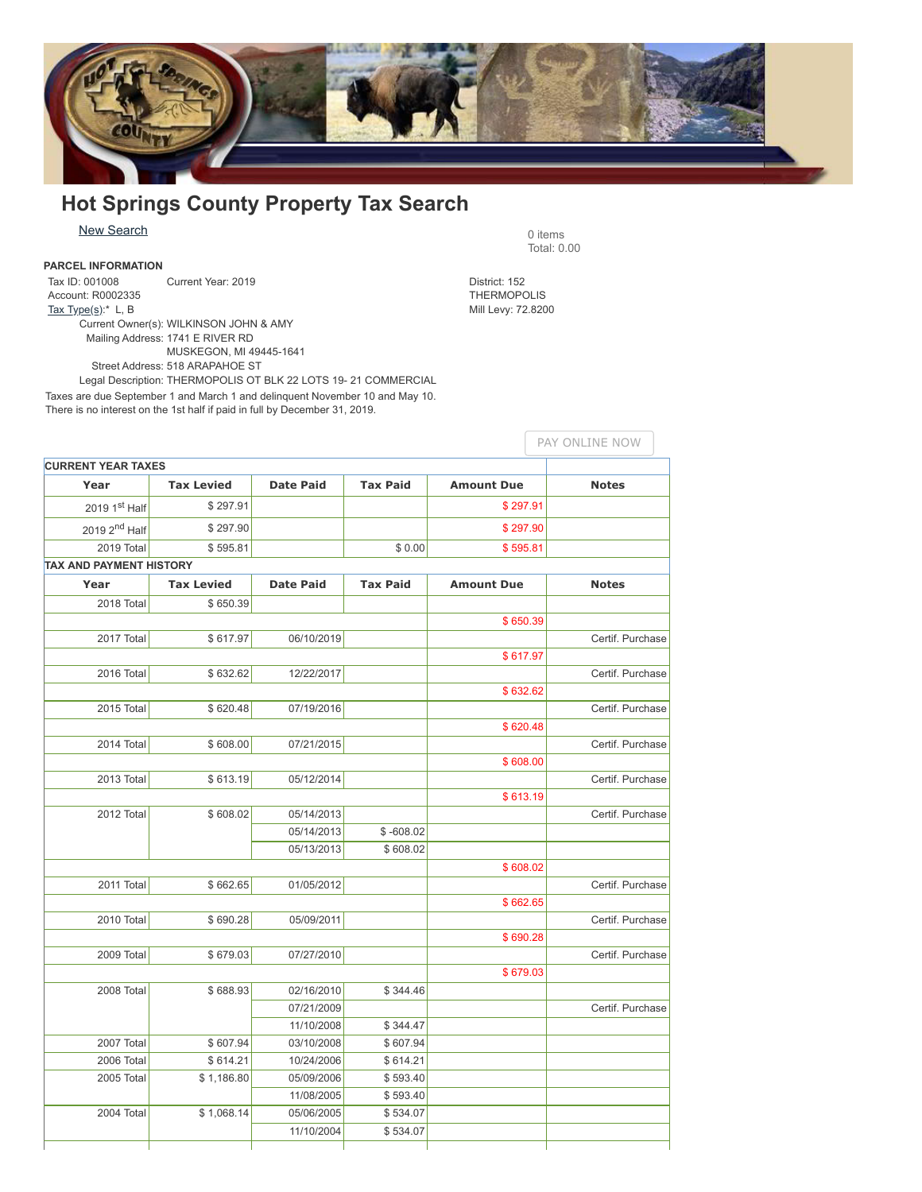# Hot Springs County Property Tax Search

New Search

0 items
Total: 0.00

**PARCEL INFORMATION**

Tax ID: 001008 Current Year: 2019
Account: R0002335
Tax Type(s):* L, B
Current Owner(s): WILKINSON JOHN & AMY
Mailing Address: 1741 E RIVER RD
MUSKEGON, MI 49445-1641
Street Address: 518 ARAPAHOE ST
Legal Description: THERMOPOLIS OT BLK 22 LOTS 19- 21 COMMERCIAL

District: 152
THERMOPOLIS
Mill Levy: 72.8200

Taxes are due September 1 and March 1 and delinquent November 10 and May 10.
There is no interest on the 1st half if paid in full by December 31, 2019.

PAY ONLINE NOW

**CURRENT YEAR TAXES**

| Year | Tax Levied | Date Paid | Tax Paid | Amount Due | Notes |
|---|---|---|---|---|---|
| 2019 1st Half | $ 297.91 | | | $ 297.91 | |
| 2019 2nd Half | $ 297.90 | | | $ 297.90 | |
| 2019 Total | $ 595.81 | | $ 0.00 | $ 595.81 | |

**TAX AND PAYMENT HISTORY**

| Year | Tax Levied | Date Paid | Tax Paid | Amount Due | Notes |
|---|---|---|---|---|---|
| 2018 Total | $ 650.39 | | | | |
| | | | | $ 650.39 | |
| 2017 Total | $ 617.97 | 06/10/2019 | | | Certif. Purchase |
| | | | | $ 617.97 | |
| 2016 Total | $ 632.62 | 12/22/2017 | | | Certif. Purchase |
| | | | | $ 632.62 | |
| 2015 Total | $ 620.48 | 07/19/2016 | | | Certif. Purchase |
| | | | | $ 620.48 | |
| 2014 Total | $ 608.00 | 07/21/2015 | | | Certif. Purchase |
| | | | | $ 608.00 | |
| 2013 Total | $ 613.19 | 05/12/2014 | | | Certif. Purchase |
| | | | | $ 613.19 | |
| 2012 Total | $ 608.02 | 05/14/2013 | | | Certif. Purchase |
| | | 05/14/2013 | $ -608.02 | | |
| | | 05/13/2013 | $ 608.02 | | |
| | | | | $ 608.02 | |
| 2011 Total | $ 662.65 | 01/05/2012 | | | Certif. Purchase |
| | | | | $ 662.65 | |
| 2010 Total | $ 690.28 | 05/09/2011 | | | Certif. Purchase |
| | | | | $ 690.28 | |
| 2009 Total | $ 679.03 | 07/27/2010 | | | Certif. Purchase |
| | | | | $ 679.03 | |
| 2008 Total | $ 688.93 | 02/16/2010 | $ 344.46 | | |
| | | 07/21/2009 | | | Certif. Purchase |
| | | 11/10/2008 | $ 344.47 | | |
| 2007 Total | $ 607.94 | 03/10/2008 | $ 607.94 | | |
| 2006 Total | $ 614.21 | 10/24/2006 | $ 614.21 | | |
| 2005 Total | $ 1,186.80 | 05/09/2006 | $ 593.40 | | |
| | | 11/08/2005 | $ 593.40 | | |
| 2004 Total | $ 1,068.14 | 05/06/2005 | $ 534.07 | | |
| | | 11/10/2004 | $ 534.07 | | |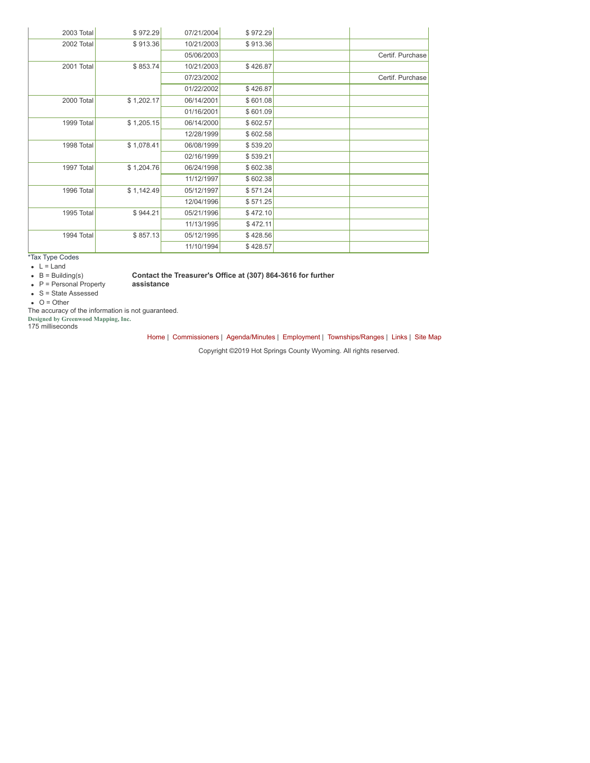| | | | | | |
|---|---|---|---|---|---|
| 2003 Total | $ 972.29 | 07/21/2004 | $ 972.29 | | |
| 2002 Total | $ 913.36 | 10/21/2003 | $ 913.36 | | |
| | | 05/06/2003 | | | Certif. Purchase |
| 2001 Total | $ 853.74 | 10/21/2003 | $ 426.87 | | |
| | | 07/23/2002 | | | Certif. Purchase |
| | | 01/22/2002 | $ 426.87 | | |
| 2000 Total | $ 1,202.17 | 06/14/2001 | $ 601.08 | | |
| | | 01/16/2001 | $ 601.09 | | |
| 1999 Total | $ 1,205.15 | 06/14/2000 | $ 602.57 | | |
| | | 12/28/1999 | $ 602.58 | | |
| 1998 Total | $ 1,078.41 | 06/08/1999 | $ 539.20 | | |
| | | 02/16/1999 | $ 539.21 | | |
| 1997 Total | $ 1,204.76 | 06/24/1998 | $ 602.38 | | |
| | | 11/12/1997 | $ 602.38 | | |
| 1996 Total | $ 1,142.49 | 05/12/1997 | $ 571.24 | | |
| | | 12/04/1996 | $ 571.25 | | |
| 1995 Total | $ 944.21 | 05/21/1996 | $ 472.10 | | |
| | | 11/13/1995 | $ 472.11 | | |
| 1994 Total | $ 857.13 | 05/12/1995 | $ 428.56 | | |
| | | 11/10/1994 | $ 428.57 | | |

*Tax Type Codes

- L = Land
- B = Building(s)
- P = Personal Property
- S = State Assessed
- O = Other

**Contact the Treasurer's Office at (307) 864-3616 for further assistance**

The accuracy of the information is not guaranteed.

**Designed by Greenwood Mapping, Inc.**

175 milliseconds

Home | Commissioners | Agenda/Minutes | Employment | Townships/Ranges | Links | Site Map

Copyright ©2019 Hot Springs County Wyoming. All rights reserved.